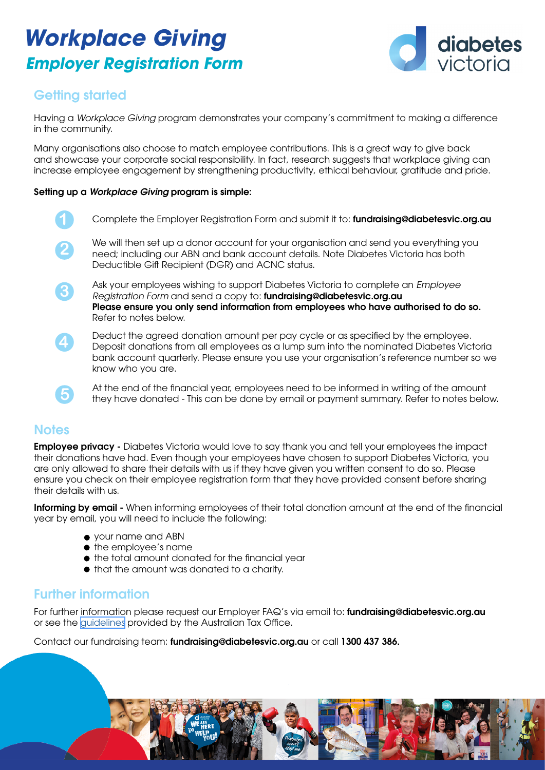# *Workplace Giving*

## *Employer Registration Form*

diabetes victoria

## Getting started

Having a *Workplace Giving* program demonstrates your company's commitment to making a difference in the community.

Many organisations also choose to match employee contributions. This is a great way to give back and showcase your corporate social responsibility. In fact, research suggests that workplace giving can increase employee engagement by strengthening productivity, ethical behaviour, gratitude and pride.

**Setting up a *Workplace Giving* program is simple:**

1. Complete the Employer Registration Form and submit it to: **fundraising@diabetesvic.org.au**
2. We will then set up a donor account for your organisation and send you everything you need; including our ABN and bank account details. Note Diabetes Victoria has both Deductible Gift Recipient (DGR) and ACNC status.
3. Ask your employees wishing to support Diabetes Victoria to complete an *Employee Registration Form* and send a copy to: **fundraising@diabetesvic.org.au**
   **Please ensure you only send information from employees who have authorised to do so.** Refer to notes below.
4. Deduct the agreed donation amount per pay cycle or as specified by the employee. Deposit donations from all employees as a lump sum into the nominated Diabetes Victoria bank account quarterly. Please ensure you use your organisation's reference number so we know who you are.
5. At the end of the financial year, employees need to be informed in writing of the amount they have donated - This can be done by email or payment summary. Refer to notes below.

## Notes

**Employee privacy -** Diabetes Victoria would love to say thank you and tell your employees the impact their donations have had. Even though your employees have chosen to support Diabetes Victoria, you are only allowed to share their details with us if they have given you written consent to do so. Please ensure you check on their employee registration form that they have provided consent before sharing their details with us.

**Informing by email -** When informing employees of their total donation amount at the end of the financial year by email, you will need to include the following:

- your name and ABN
- the employee's name
- the total amount donated for the financial year
- that the amount was donated to a charity.

## Further information

For further information please request our Employer FAQ's via email to: **fundraising@diabetesvic.org.au** or see the guidelines provided by the Australian Tax Office.

Contact our fundraising team: **fundraising@diabetesvic.org.au** or call **1300 437 386.**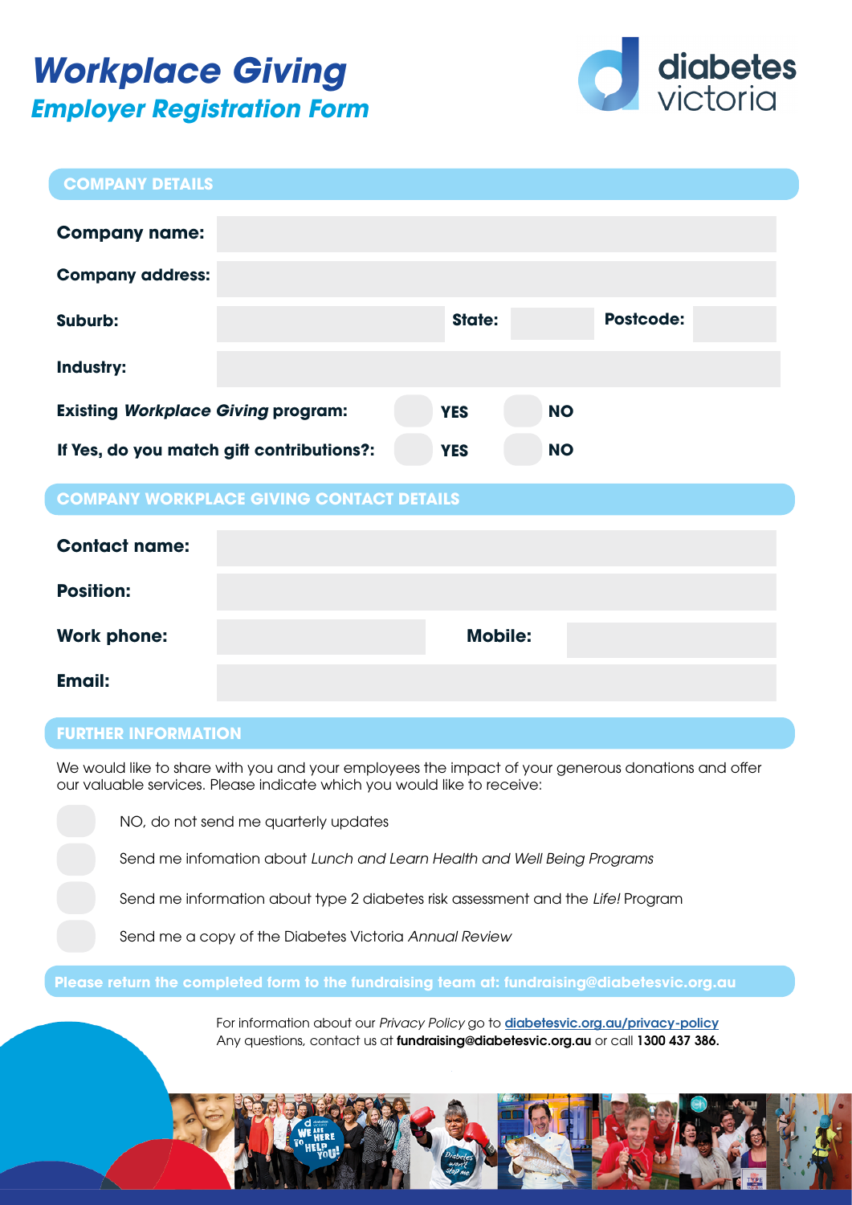# *Workplace Giving*

## *Employer Registration Form*

diabetes victoria

## COMPANY DETAILS

| | | | | | |
|---|---|---|---|---|---|
| **Company name:** | | | | | |
| **Company address:** | | | | | |
| **Suburb:** | | **State:** | | **Postcode:** | |
| **Industry:** | | | | | |

**Existing *Workplace Giving* program:** ☐ **YES** ☐ **NO**

**If Yes, do you match gift contributions?:** ☐ **YES** ☐ **NO**

## COMPANY WORKPLACE GIVING CONTACT DETAILS

| | | | |
|---|---|---|---|
| **Contact name:** | | | |
| **Position:** | | | |
| **Work phone:** | | **Mobile:** | |
| **Email:** | | | |

## FURTHER INFORMATION

We would like to share with you and your employees the impact of your generous donations and offer our valuable services. Please indicate which you would like to receive:

- ☐ NO, do not send me quarterly updates
- ☐ Send me infomation about *Lunch and Learn Health and Well Being Programs*
- ☐ Send me information about type 2 diabetes risk assessment and the *Life!* Program
- ☐ Send me a copy of the Diabetes Victoria *Annual Review*

**Please return the completed form to the fundraising team at: fundraising@diabetesvic.org.au**

For information about our *Privacy Policy* go to diabetesvic.org.au/privacy-policy
Any questions, contact us at **fundraising@diabetesvic.org.au** or call **1300 437 386.**